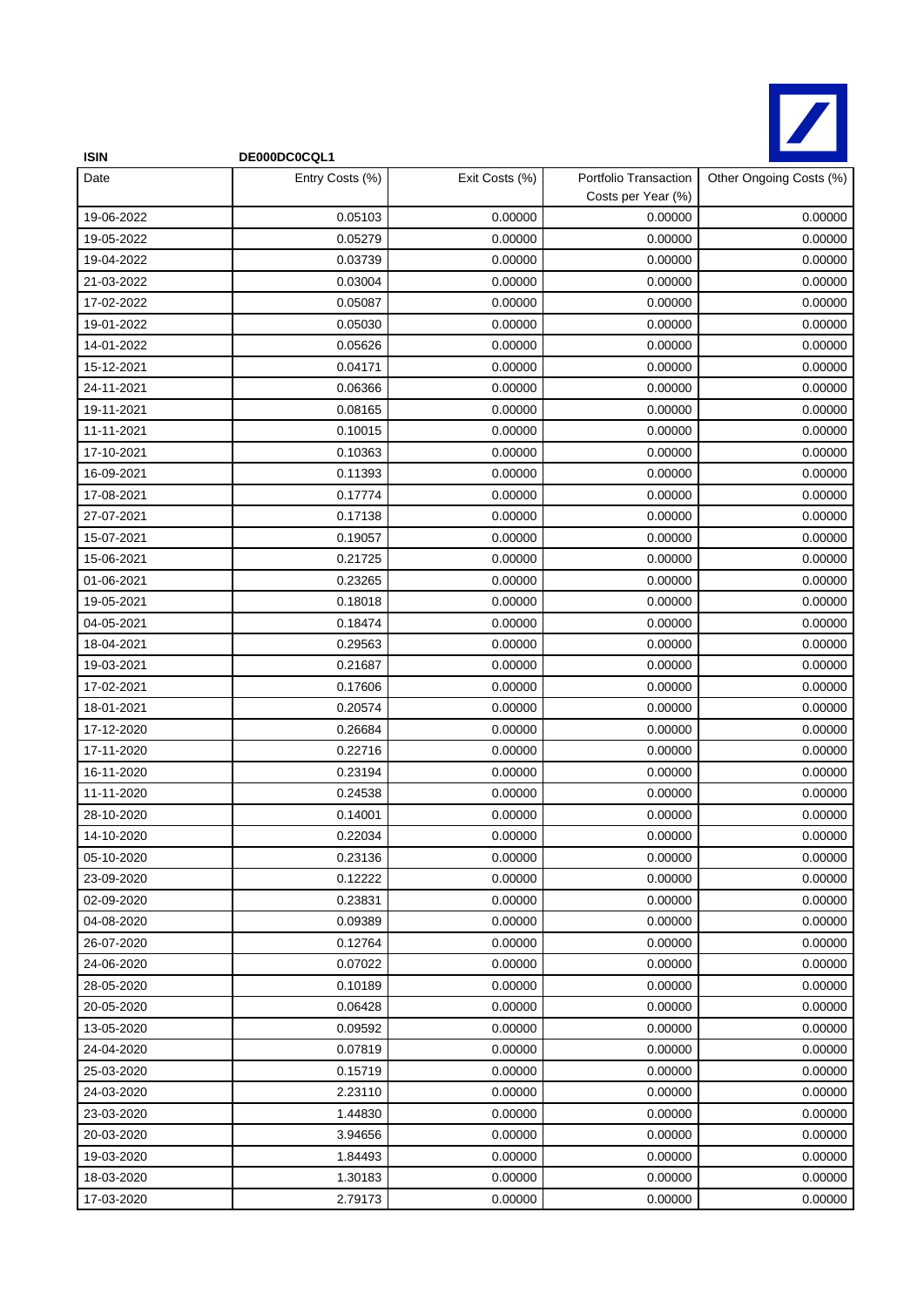**ISIN** **DE000DC0CQL1**

| Date | Entry Costs (%) | Exit Costs (%) | Portfolio Transaction Costs per Year (%) | Other Ongoing Costs (%) |
|---|---|---|---|---|
| 19-06-2022 | 0.05103 | 0.00000 | 0.00000 | 0.00000 |
| 19-05-2022 | 0.05279 | 0.00000 | 0.00000 | 0.00000 |
| 19-04-2022 | 0.03739 | 0.00000 | 0.00000 | 0.00000 |
| 21-03-2022 | 0.03004 | 0.00000 | 0.00000 | 0.00000 |
| 17-02-2022 | 0.05087 | 0.00000 | 0.00000 | 0.00000 |
| 19-01-2022 | 0.05030 | 0.00000 | 0.00000 | 0.00000 |
| 14-01-2022 | 0.05626 | 0.00000 | 0.00000 | 0.00000 |
| 15-12-2021 | 0.04171 | 0.00000 | 0.00000 | 0.00000 |
| 24-11-2021 | 0.06366 | 0.00000 | 0.00000 | 0.00000 |
| 19-11-2021 | 0.08165 | 0.00000 | 0.00000 | 0.00000 |
| 11-11-2021 | 0.10015 | 0.00000 | 0.00000 | 0.00000 |
| 17-10-2021 | 0.10363 | 0.00000 | 0.00000 | 0.00000 |
| 16-09-2021 | 0.11393 | 0.00000 | 0.00000 | 0.00000 |
| 17-08-2021 | 0.17774 | 0.00000 | 0.00000 | 0.00000 |
| 27-07-2021 | 0.17138 | 0.00000 | 0.00000 | 0.00000 |
| 15-07-2021 | 0.19057 | 0.00000 | 0.00000 | 0.00000 |
| 15-06-2021 | 0.21725 | 0.00000 | 0.00000 | 0.00000 |
| 01-06-2021 | 0.23265 | 0.00000 | 0.00000 | 0.00000 |
| 19-05-2021 | 0.18018 | 0.00000 | 0.00000 | 0.00000 |
| 04-05-2021 | 0.18474 | 0.00000 | 0.00000 | 0.00000 |
| 18-04-2021 | 0.29563 | 0.00000 | 0.00000 | 0.00000 |
| 19-03-2021 | 0.21687 | 0.00000 | 0.00000 | 0.00000 |
| 17-02-2021 | 0.17606 | 0.00000 | 0.00000 | 0.00000 |
| 18-01-2021 | 0.20574 | 0.00000 | 0.00000 | 0.00000 |
| 17-12-2020 | 0.26684 | 0.00000 | 0.00000 | 0.00000 |
| 17-11-2020 | 0.22716 | 0.00000 | 0.00000 | 0.00000 |
| 16-11-2020 | 0.23194 | 0.00000 | 0.00000 | 0.00000 |
| 11-11-2020 | 0.24538 | 0.00000 | 0.00000 | 0.00000 |
| 28-10-2020 | 0.14001 | 0.00000 | 0.00000 | 0.00000 |
| 14-10-2020 | 0.22034 | 0.00000 | 0.00000 | 0.00000 |
| 05-10-2020 | 0.23136 | 0.00000 | 0.00000 | 0.00000 |
| 23-09-2020 | 0.12222 | 0.00000 | 0.00000 | 0.00000 |
| 02-09-2020 | 0.23831 | 0.00000 | 0.00000 | 0.00000 |
| 04-08-2020 | 0.09389 | 0.00000 | 0.00000 | 0.00000 |
| 26-07-2020 | 0.12764 | 0.00000 | 0.00000 | 0.00000 |
| 24-06-2020 | 0.07022 | 0.00000 | 0.00000 | 0.00000 |
| 28-05-2020 | 0.10189 | 0.00000 | 0.00000 | 0.00000 |
| 20-05-2020 | 0.06428 | 0.00000 | 0.00000 | 0.00000 |
| 13-05-2020 | 0.09592 | 0.00000 | 0.00000 | 0.00000 |
| 24-04-2020 | 0.07819 | 0.00000 | 0.00000 | 0.00000 |
| 25-03-2020 | 0.15719 | 0.00000 | 0.00000 | 0.00000 |
| 24-03-2020 | 2.23110 | 0.00000 | 0.00000 | 0.00000 |
| 23-03-2020 | 1.44830 | 0.00000 | 0.00000 | 0.00000 |
| 20-03-2020 | 3.94656 | 0.00000 | 0.00000 | 0.00000 |
| 19-03-2020 | 1.84493 | 0.00000 | 0.00000 | 0.00000 |
| 18-03-2020 | 1.30183 | 0.00000 | 0.00000 | 0.00000 |
| 17-03-2020 | 2.79173 | 0.00000 | 0.00000 | 0.00000 |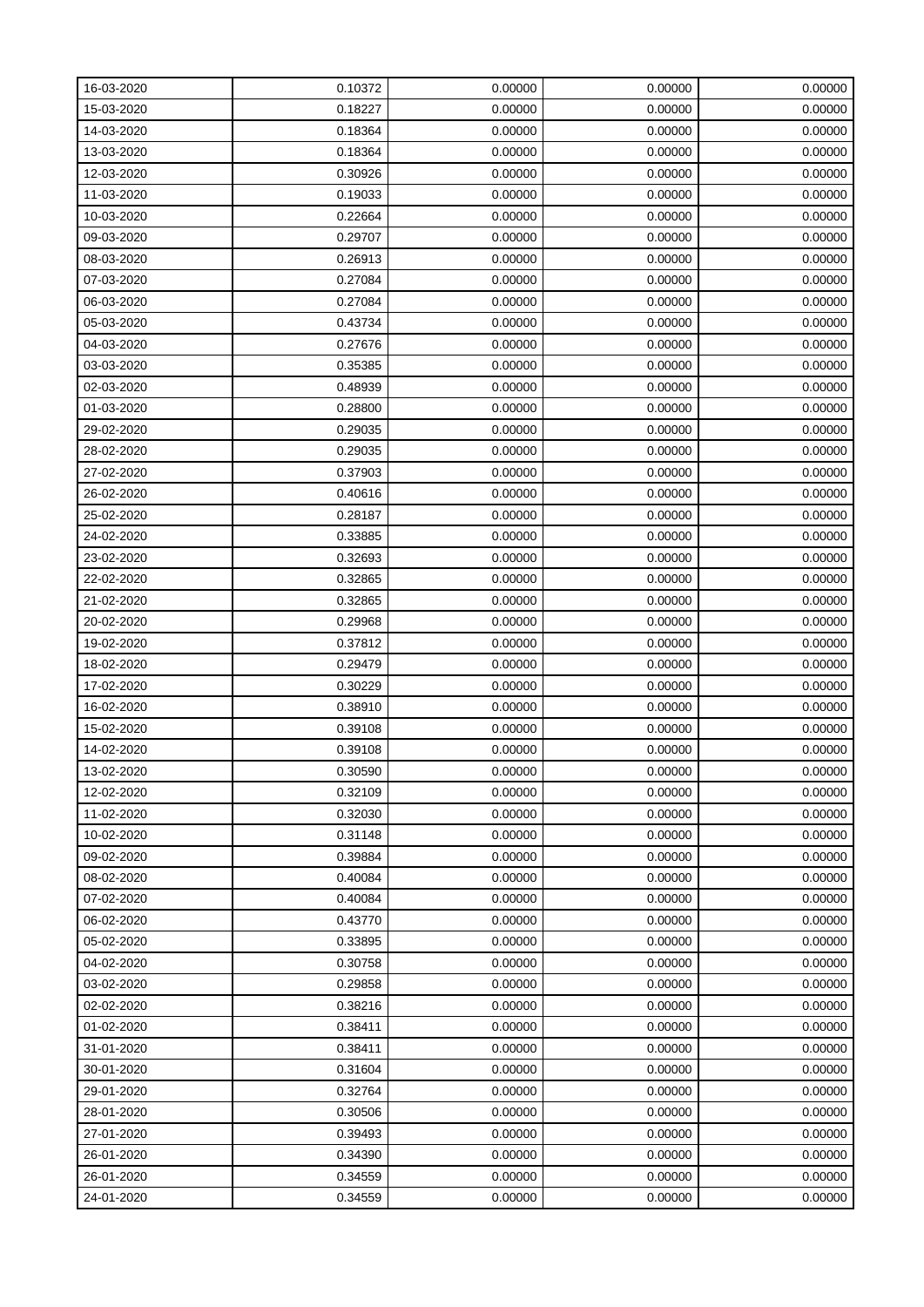| | | | | |
|---|---|---|---|---|
| 16-03-2020 | 0.10372 | 0.00000 | 0.00000 | 0.00000 |
| 15-03-2020 | 0.18227 | 0.00000 | 0.00000 | 0.00000 |
| 14-03-2020 | 0.18364 | 0.00000 | 0.00000 | 0.00000 |
| 13-03-2020 | 0.18364 | 0.00000 | 0.00000 | 0.00000 |
| 12-03-2020 | 0.30926 | 0.00000 | 0.00000 | 0.00000 |
| 11-03-2020 | 0.19033 | 0.00000 | 0.00000 | 0.00000 |
| 10-03-2020 | 0.22664 | 0.00000 | 0.00000 | 0.00000 |
| 09-03-2020 | 0.29707 | 0.00000 | 0.00000 | 0.00000 |
| 08-03-2020 | 0.26913 | 0.00000 | 0.00000 | 0.00000 |
| 07-03-2020 | 0.27084 | 0.00000 | 0.00000 | 0.00000 |
| 06-03-2020 | 0.27084 | 0.00000 | 0.00000 | 0.00000 |
| 05-03-2020 | 0.43734 | 0.00000 | 0.00000 | 0.00000 |
| 04-03-2020 | 0.27676 | 0.00000 | 0.00000 | 0.00000 |
| 03-03-2020 | 0.35385 | 0.00000 | 0.00000 | 0.00000 |
| 02-03-2020 | 0.48939 | 0.00000 | 0.00000 | 0.00000 |
| 01-03-2020 | 0.28800 | 0.00000 | 0.00000 | 0.00000 |
| 29-02-2020 | 0.29035 | 0.00000 | 0.00000 | 0.00000 |
| 28-02-2020 | 0.29035 | 0.00000 | 0.00000 | 0.00000 |
| 27-02-2020 | 0.37903 | 0.00000 | 0.00000 | 0.00000 |
| 26-02-2020 | 0.40616 | 0.00000 | 0.00000 | 0.00000 |
| 25-02-2020 | 0.28187 | 0.00000 | 0.00000 | 0.00000 |
| 24-02-2020 | 0.33885 | 0.00000 | 0.00000 | 0.00000 |
| 23-02-2020 | 0.32693 | 0.00000 | 0.00000 | 0.00000 |
| 22-02-2020 | 0.32865 | 0.00000 | 0.00000 | 0.00000 |
| 21-02-2020 | 0.32865 | 0.00000 | 0.00000 | 0.00000 |
| 20-02-2020 | 0.29968 | 0.00000 | 0.00000 | 0.00000 |
| 19-02-2020 | 0.37812 | 0.00000 | 0.00000 | 0.00000 |
| 18-02-2020 | 0.29479 | 0.00000 | 0.00000 | 0.00000 |
| 17-02-2020 | 0.30229 | 0.00000 | 0.00000 | 0.00000 |
| 16-02-2020 | 0.38910 | 0.00000 | 0.00000 | 0.00000 |
| 15-02-2020 | 0.39108 | 0.00000 | 0.00000 | 0.00000 |
| 14-02-2020 | 0.39108 | 0.00000 | 0.00000 | 0.00000 |
| 13-02-2020 | 0.30590 | 0.00000 | 0.00000 | 0.00000 |
| 12-02-2020 | 0.32109 | 0.00000 | 0.00000 | 0.00000 |
| 11-02-2020 | 0.32030 | 0.00000 | 0.00000 | 0.00000 |
| 10-02-2020 | 0.31148 | 0.00000 | 0.00000 | 0.00000 |
| 09-02-2020 | 0.39884 | 0.00000 | 0.00000 | 0.00000 |
| 08-02-2020 | 0.40084 | 0.00000 | 0.00000 | 0.00000 |
| 07-02-2020 | 0.40084 | 0.00000 | 0.00000 | 0.00000 |
| 06-02-2020 | 0.43770 | 0.00000 | 0.00000 | 0.00000 |
| 05-02-2020 | 0.33895 | 0.00000 | 0.00000 | 0.00000 |
| 04-02-2020 | 0.30758 | 0.00000 | 0.00000 | 0.00000 |
| 03-02-2020 | 0.29858 | 0.00000 | 0.00000 | 0.00000 |
| 02-02-2020 | 0.38216 | 0.00000 | 0.00000 | 0.00000 |
| 01-02-2020 | 0.38411 | 0.00000 | 0.00000 | 0.00000 |
| 31-01-2020 | 0.38411 | 0.00000 | 0.00000 | 0.00000 |
| 30-01-2020 | 0.31604 | 0.00000 | 0.00000 | 0.00000 |
| 29-01-2020 | 0.32764 | 0.00000 | 0.00000 | 0.00000 |
| 28-01-2020 | 0.30506 | 0.00000 | 0.00000 | 0.00000 |
| 27-01-2020 | 0.39493 | 0.00000 | 0.00000 | 0.00000 |
| 26-01-2020 | 0.34390 | 0.00000 | 0.00000 | 0.00000 |
| 26-01-2020 | 0.34559 | 0.00000 | 0.00000 | 0.00000 |
| 24-01-2020 | 0.34559 | 0.00000 | 0.00000 | 0.00000 |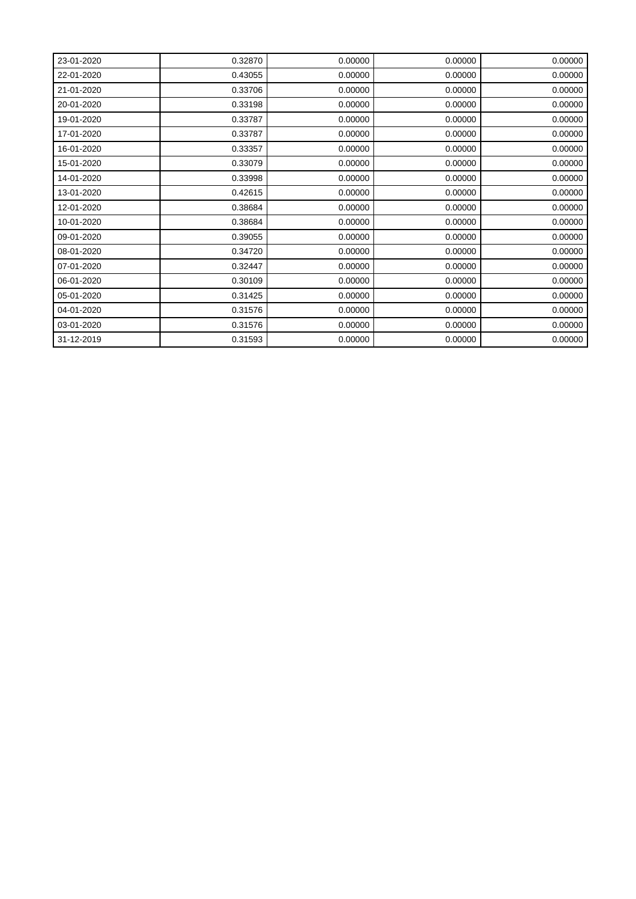| | | | | |
|---|---|---|---|---|
| 23-01-2020 | 0.32870 | 0.00000 | 0.00000 | 0.00000 |
| 22-01-2020 | 0.43055 | 0.00000 | 0.00000 | 0.00000 |
| 21-01-2020 | 0.33706 | 0.00000 | 0.00000 | 0.00000 |
| 20-01-2020 | 0.33198 | 0.00000 | 0.00000 | 0.00000 |
| 19-01-2020 | 0.33787 | 0.00000 | 0.00000 | 0.00000 |
| 17-01-2020 | 0.33787 | 0.00000 | 0.00000 | 0.00000 |
| 16-01-2020 | 0.33357 | 0.00000 | 0.00000 | 0.00000 |
| 15-01-2020 | 0.33079 | 0.00000 | 0.00000 | 0.00000 |
| 14-01-2020 | 0.33998 | 0.00000 | 0.00000 | 0.00000 |
| 13-01-2020 | 0.42615 | 0.00000 | 0.00000 | 0.00000 |
| 12-01-2020 | 0.38684 | 0.00000 | 0.00000 | 0.00000 |
| 10-01-2020 | 0.38684 | 0.00000 | 0.00000 | 0.00000 |
| 09-01-2020 | 0.39055 | 0.00000 | 0.00000 | 0.00000 |
| 08-01-2020 | 0.34720 | 0.00000 | 0.00000 | 0.00000 |
| 07-01-2020 | 0.32447 | 0.00000 | 0.00000 | 0.00000 |
| 06-01-2020 | 0.30109 | 0.00000 | 0.00000 | 0.00000 |
| 05-01-2020 | 0.31425 | 0.00000 | 0.00000 | 0.00000 |
| 04-01-2020 | 0.31576 | 0.00000 | 0.00000 | 0.00000 |
| 03-01-2020 | 0.31576 | 0.00000 | 0.00000 | 0.00000 |
| 31-12-2019 | 0.31593 | 0.00000 | 0.00000 | 0.00000 |